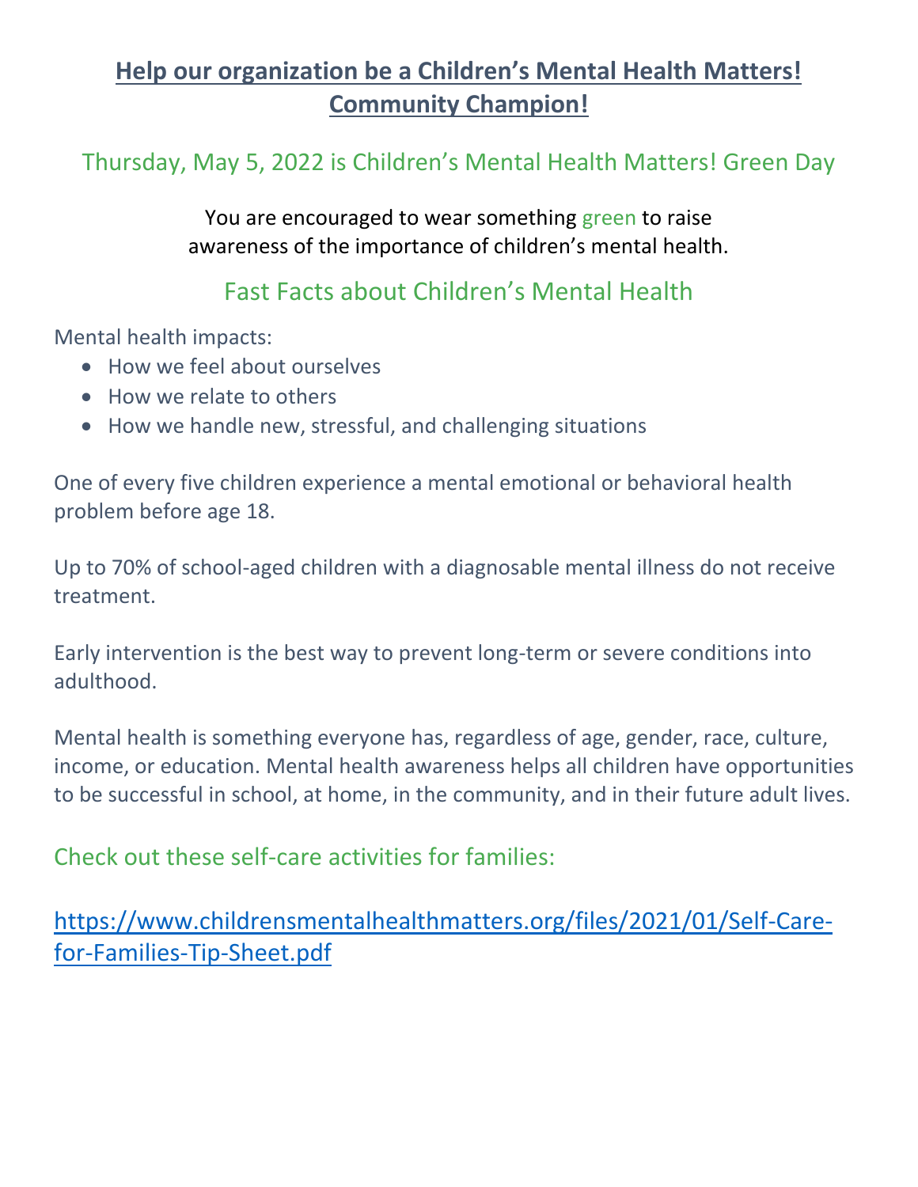# **Help our organization be a Children's Mental Health Matters! Community Champion!**

## Thursday, May 5, 2022 is Children's Mental Health Matters! Green Day

You are encouraged to wear something green to raise awareness of the importance of children's mental health.

## Fast Facts about Children's Mental Health

Mental health impacts:

- How we feel about ourselves
- How we relate to others
- How we handle new, stressful, and challenging situations

One of every five children experience a mental emotional or behavioral health problem before age 18.

Up to 70% of school-aged children with a diagnosable mental illness do not receive treatment.

Early intervention is the best way to prevent long-term or severe conditions into adulthood.

Mental health is something everyone has, regardless of age, gender, race, culture, income, or education. Mental health awareness helps all children have opportunities to be successful in school, at home, in the community, and in their future adult lives.

### Check out these self-care activities for families:

[https://www.childrensmentalhealthmatters.org/files/2021/01/Self-Care-for-Families-Tip-Sheet.pdf](https://www.childrensmentalhealthmatters.org/files/2021/01/Self-Care-for-Families-Tip-Sheet.pdf)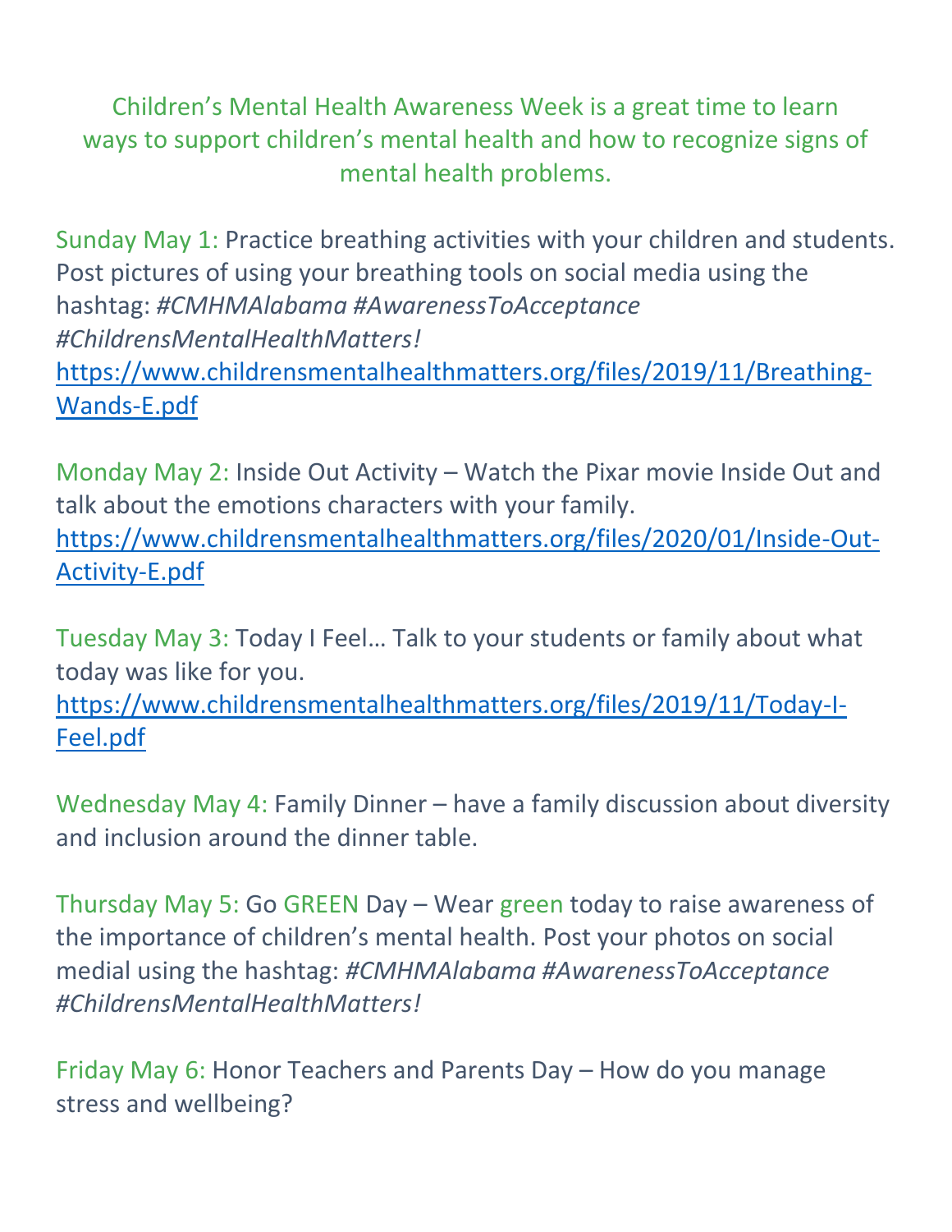Children's Mental Health Awareness Week is a great time to learn ways to support children's mental health and how to recognize signs of mental health problems.

Sunday May 1: Practice breathing activities with your children and students. Post pictures of using your breathing tools on social media using the hashtag: *#CMHMAlabama #AwarenessToAcceptance #ChildrensMentalHealthMatters!*
https://www.childrensmentalhealthmatters.org/files/2019/11/Breathing-Wands-E.pdf

Monday May 2: Inside Out Activity – Watch the Pixar movie Inside Out and talk about the emotions characters with your family.
https://www.childrensmentalhealthmatters.org/files/2020/01/Inside-Out-Activity-E.pdf

Tuesday May 3: Today I Feel… Talk to your students or family about what today was like for you.
https://www.childrensmentalhealthmatters.org/files/2019/11/Today-I-Feel.pdf

Wednesday May 4: Family Dinner – have a family discussion about diversity and inclusion around the dinner table.

Thursday May 5: Go GREEN Day – Wear green today to raise awareness of the importance of children's mental health. Post your photos on social medial using the hashtag: *#CMHMAlabama #AwarenessToAcceptance #ChildrensMentalHealthMatters!*

Friday May 6: Honor Teachers and Parents Day – How do you manage stress and wellbeing?